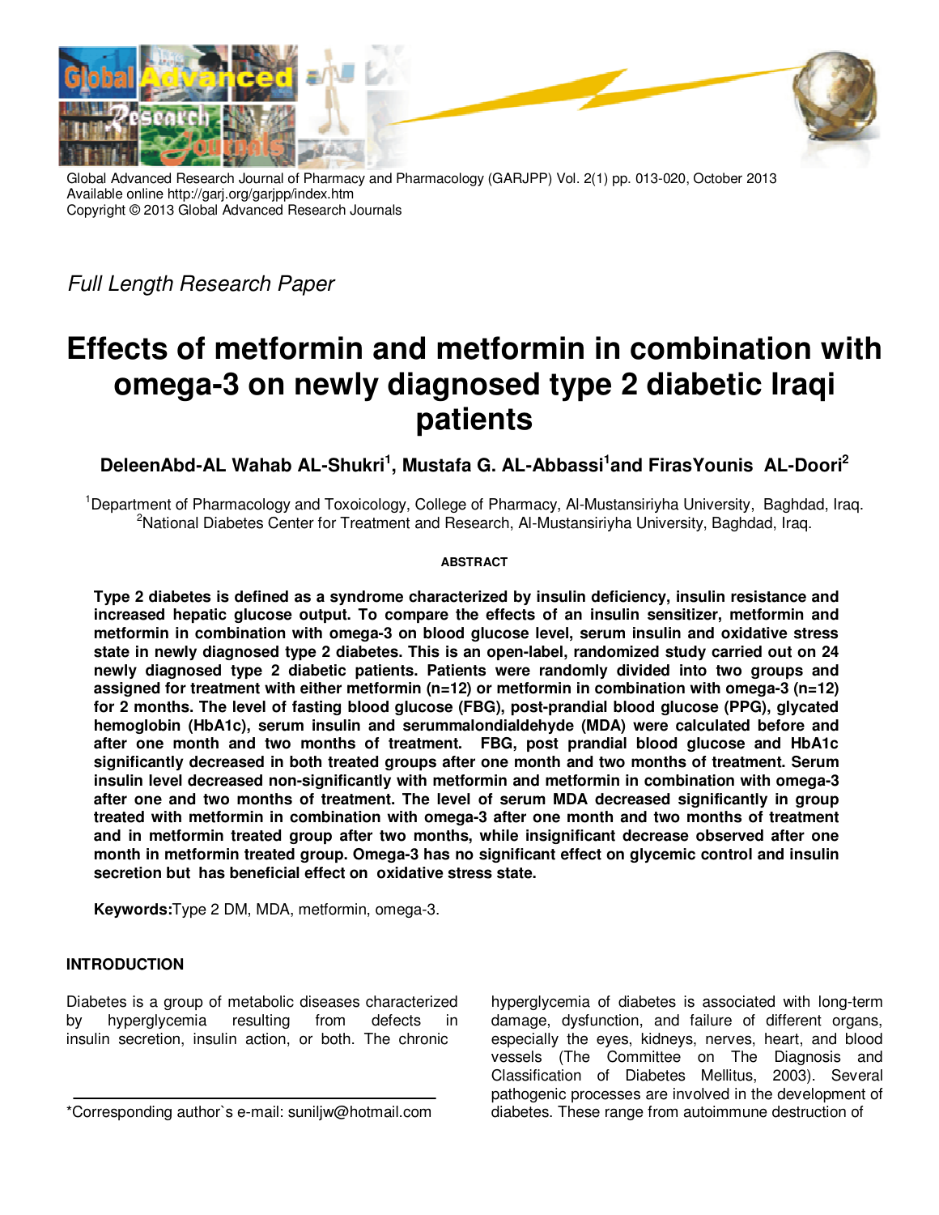*Full Length Research Paper*

# Effects of metformin and metformin in combination with omega-3 on newly diagnosed type 2 diabetic Iraqi patients

**DeleenAbd-AL Wahab AL-Shukri[1], Mustafa G. AL-Abbassi[1]and FirasYounis AL-Doori[2]**

[1]Department of Pharmacology and Toxoicology, College of Pharmacy, Al-Mustansiriyha University, Baghdad, Iraq.
[2]National Diabetes Center for Treatment and Research, Al-Mustansiriyha University, Baghdad, Iraq.

###### ABSTRACT

**Type 2 diabetes is defined as a syndrome characterized by insulin deficiency, insulin resistance and increased hepatic glucose output. To compare the effects of an insulin sensitizer, metformin and metformin in combination with omega-3 on blood glucose level, serum insulin and oxidative stress state in newly diagnosed type 2 diabetes. This is an open-label, randomized study carried out on 24 newly diagnosed type 2 diabetic patients. Patients were randomly divided into two groups and assigned for treatment with either metformin (n=12) or metformin in combination with omega-3 (n=12) for 2 months. The level of fasting blood glucose (FBG), post-prandial blood glucose (PPG), glycated hemoglobin (HbA1c), serum insulin and serummalondialdehyde (MDA) were calculated before and after one month and two months of treatment. FBG, post prandial blood glucose and HbA1c significantly decreased in both treated groups after one month and two months of treatment. Serum insulin level decreased non-significantly with metformin and metformin in combination with omega-3 after one and two months of treatment. The level of serum MDA decreased significantly in group treated with metformin in combination with omega-3 after one month and two months of treatment and in metformin treated group after two months, while insignificant decrease observed after one month in metformin treated group. Omega-3 has no significant effect on glycemic control and insulin secretion but has beneficial effect on oxidative stress state.**

**Keywords:**Type 2 DM, MDA, metformin, omega-3.

## INTRODUCTION

Diabetes is a group of metabolic diseases characterized by hyperglycemia resulting from defects in insulin secretion, insulin action, or both. The chronic hyperglycemia of diabetes is associated with long-term damage, dysfunction, and failure of different organs, especially the eyes, kidneys, nerves, heart, and blood vessels (The Committee on The Diagnosis and Classification of Diabetes Mellitus, 2003). Several pathogenic processes are involved in the development of diabetes. These range from autoimmune destruction of

*Corresponding author`s e-mail: suniljw@hotmail.com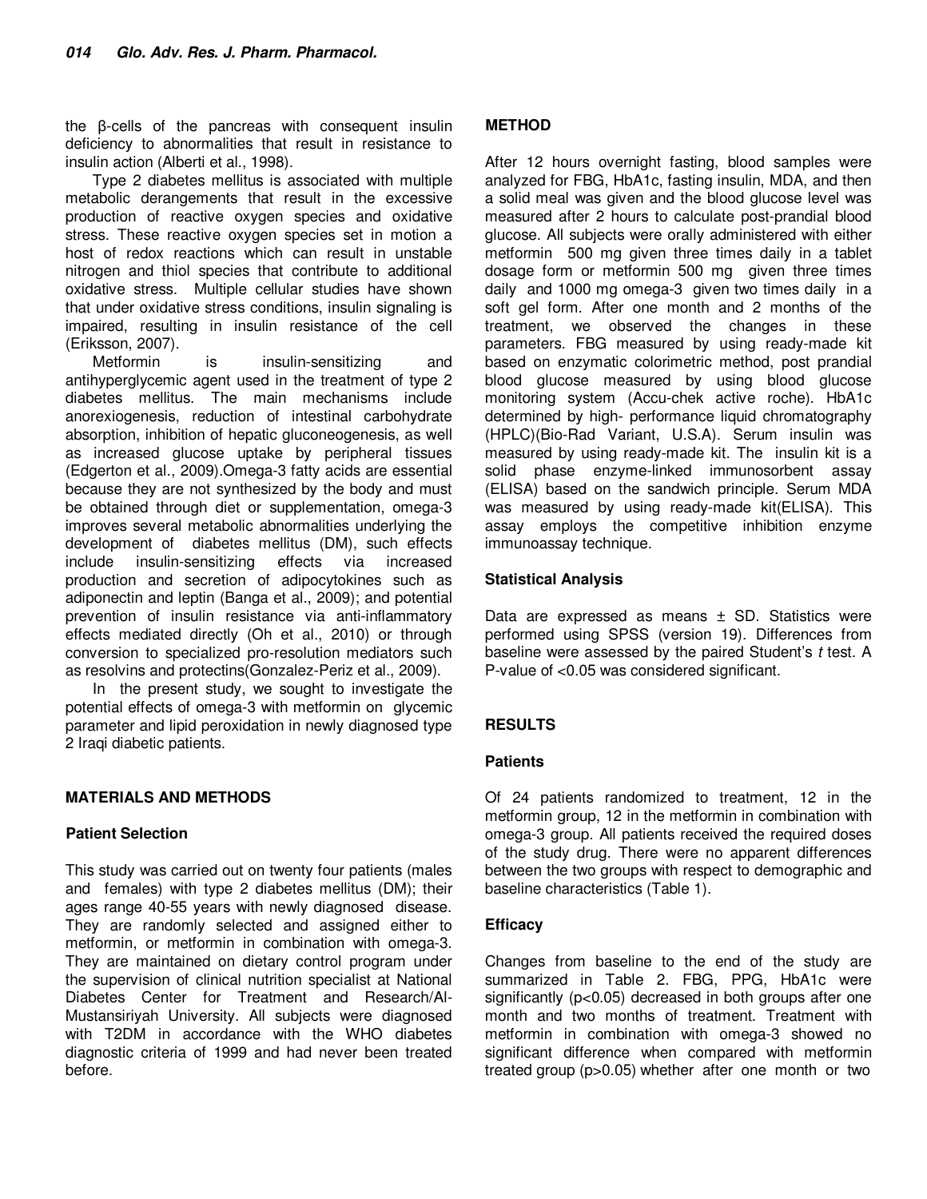the β-cells of the pancreas with consequent insulin deficiency to abnormalities that result in resistance to insulin action (Alberti et al., 1998).

Type 2 diabetes mellitus is associated with multiple metabolic derangements that result in the excessive production of reactive oxygen species and oxidative stress. These reactive oxygen species set in motion a host of redox reactions which can result in unstable nitrogen and thiol species that contribute to additional oxidative stress. Multiple cellular studies have shown that under oxidative stress conditions, insulin signaling is impaired, resulting in insulin resistance of the cell (Eriksson, 2007).

Metformin is insulin-sensitizing and antihyperglycemic agent used in the treatment of type 2 diabetes mellitus. The main mechanisms include anorexiogenesis, reduction of intestinal carbohydrate absorption, inhibition of hepatic gluconeogenesis, as well as increased glucose uptake by peripheral tissues (Edgerton et al., 2009).Omega-3 fatty acids are essential because they are not synthesized by the body and must be obtained through diet or supplementation, omega-3 improves several metabolic abnormalities underlying the development of diabetes mellitus (DM), such effects include insulin-sensitizing effects via increased production and secretion of adipocytokines such as adiponectin and leptin (Banga et al., 2009); and potential prevention of insulin resistance via anti-inflammatory effects mediated directly (Oh et al., 2010) or through conversion to specialized pro-resolution mediators such as resolvins and protectins(Gonzalez-Periz et al., 2009).

In the present study, we sought to investigate the potential effects of omega-3 with metformin on glycemic parameter and lipid peroxidation in newly diagnosed type 2 Iraqi diabetic patients.

## MATERIALS AND METHODS

### Patient Selection

This study was carried out on twenty four patients (males and females) with type 2 diabetes mellitus (DM); their ages range 40-55 years with newly diagnosed disease. They are randomly selected and assigned either to metformin, or metformin in combination with omega-3. They are maintained on dietary control program under the supervision of clinical nutrition specialist at National Diabetes Center for Treatment and Research/Al-Mustansiriyah University. All subjects were diagnosed with T2DM in accordance with the WHO diabetes diagnostic criteria of 1999 and had never been treated before.

### METHOD

After 12 hours overnight fasting, blood samples were analyzed for FBG, HbA1c, fasting insulin, MDA, and then a solid meal was given and the blood glucose level was measured after 2 hours to calculate post-prandial blood glucose. All subjects were orally administered with either metformin 500 mg given three times daily in a tablet dosage form or metformin 500 mg given three times daily and 1000 mg omega-3 given two times daily in a soft gel form. After one month and 2 months of the treatment, we observed the changes in these parameters. FBG measured by using ready-made kit based on enzymatic colorimetric method, post prandial blood glucose measured by using blood glucose monitoring system (Accu-chek active roche). HbA1c determined by high- performance liquid chromatography (HPLC)(Bio-Rad Variant, U.S.A). Serum insulin was measured by using ready-made kit. The insulin kit is a solid phase enzyme-linked immunosorbent assay (ELISA) based on the sandwich principle. Serum MDA was measured by using ready-made kit(ELISA). This assay employs the competitive inhibition enzyme immunoassay technique.

### Statistical Analysis

Data are expressed as means ± SD. Statistics were performed using SPSS (version 19). Differences from baseline were assessed by the paired Student's *t* test. A P-value of <0.05 was considered significant.

## RESULTS

### Patients

Of 24 patients randomized to treatment, 12 in the metformin group, 12 in the metformin in combination with omega-3 group. All patients received the required doses of the study drug. There were no apparent differences between the two groups with respect to demographic and baseline characteristics (Table 1).

### Efficacy

Changes from baseline to the end of the study are summarized in Table 2. FBG, PPG, HbA1c were significantly ($p<0.05$) decreased in both groups after one month and two months of treatment. Treatment with metformin in combination with omega-3 showed no significant difference when compared with metformin treated group ($p>0.05$) whether after one month or two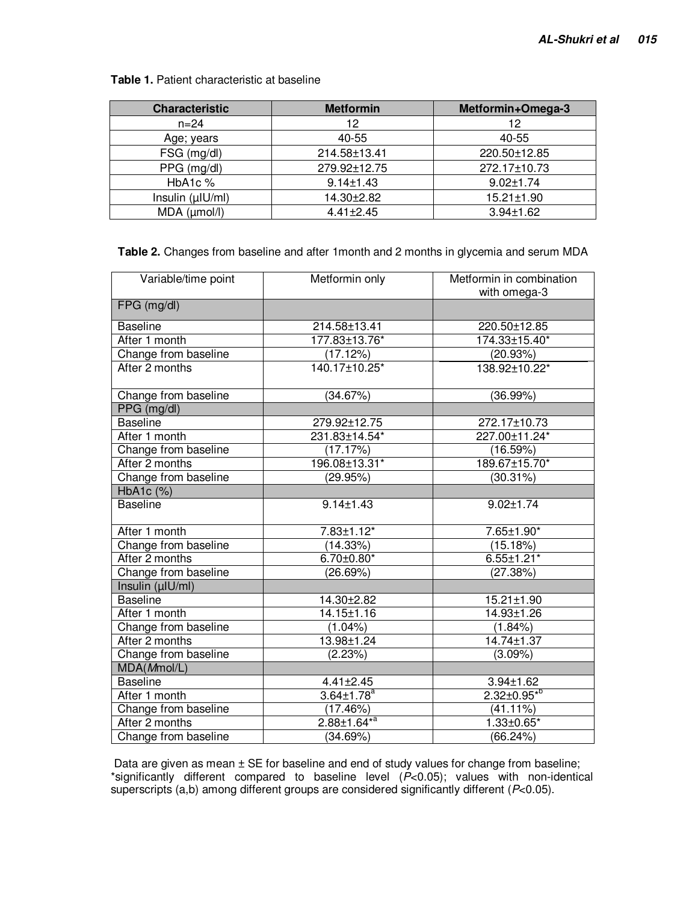**Table 1.** Patient characteristic at baseline

| Characteristic | Metformin | Metformin+Omega-3 |
|---|---|---|
| n=24 | 12 | 12 |
| Age; years | 40-55 | 40-55 |
| FSG (mg/dl) | 214.58±13.41 | 220.50±12.85 |
| PPG (mg/dl) | 279.92±12.75 | 272.17±10.73 |
| HbA1c % | 9.14±1.43 | 9.02±1.74 |
| Insulin (µIU/ml) | 14.30±2.82 | 15.21±1.90 |
| MDA (µmol/l) | 4.41±2.45 | 3.94±1.62 |

**Table 2.** Changes from baseline and after 1month and 2 months in glycemia and serum MDA

| Variable/time point | Metformin only | Metformin in combination with omega-3 |
|---|---|---|
| FPG (mg/dl) | | |
| Baseline | 214.58±13.41 | 220.50±12.85 |
| After 1 month | 177.83±13.76* | 174.33±15.40* |
| Change from baseline | (17.12%) | (20.93%) |
| After 2 months | 140.17±10.25* | 138.92±10.22* |
| Change from baseline | (34.67%) | (36.99%) |
| PPG (mg/dl) | | |
| Baseline | 279.92±12.75 | 272.17±10.73 |
| After 1 month | 231.83±14.54* | 227.00±11.24* |
| Change from baseline | (17.17%) | (16.59%) |
| After 2 months | 196.08±13.31* | 189.67±15.70* |
| Change from baseline | (29.95%) | (30.31%) |
| HbA1c (%) | | |
| Baseline | 9.14±1.43 | 9.02±1.74 |
| After 1 month | 7.83±1.12* | 7.65±1.90* |
| Change from baseline | (14.33%) | (15.18%) |
| After 2 months | 6.70±0.80* | 6.55±1.21* |
| Change from baseline | (26.69%) | (27.38%) |
| Insulin (µIU/ml) | | |
| Baseline | 14.30±2.82 | 15.21±1.90 |
| After 1 month | 14.15±1.16 | 14.93±1.26 |
| Change from baseline | (1.04%) | (1.84%) |
| After 2 months | 13.98±1.24 | 14.74±1.37 |
| Change from baseline | (2.23%) | (3.09%) |
| MDA(*M*mol/L) | | |
| Baseline | 4.41±2.45 | 3.94±1.62 |
| After 1 month | 3.64±1.78[a] | 2.32±0.95*[b] |
| Change from baseline | (17.46%) | (41.11%) |
| After 2 months | 2.88±1.64*[a] | 1.33±0.65* |
| Change from baseline | (34.69%) | (66.24%) |

Data are given as mean ± SE for baseline and end of study values for change from baseline; *significantly different compared to baseline level ($P<0.05$); values with non-identical superscripts (a,b) among different groups are considered significantly different ($P<0.05$).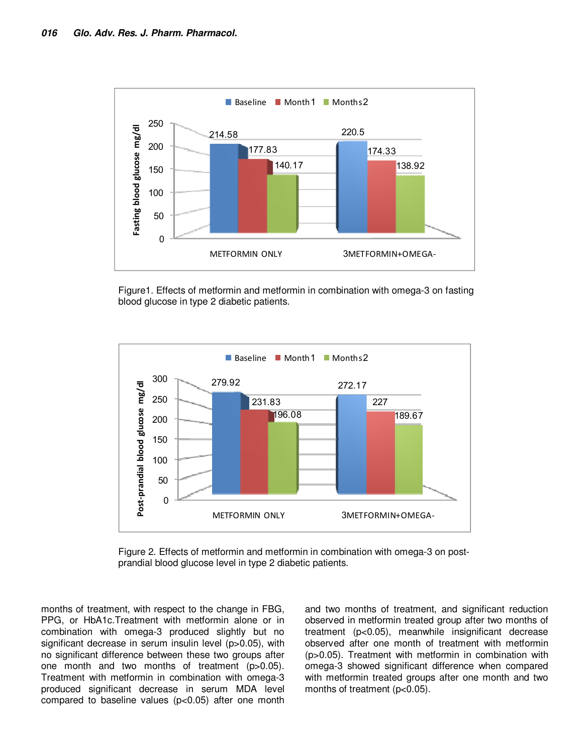Figure1. Effects of metformin and metformin in combination with omega-3 on fasting blood glucose in type 2 diabetic patients.

Figure 2. Effects of metformin and metformin in combination with omega-3 on post-prandial blood glucose level in type 2 diabetic patients.

months of treatment, with respect to the change in FBG, PPG, or HbA1c.Treatment with metformin alone or in combination with omega-3 produced slightly but no significant decrease in serum insulin level (p>0.05), with no significant difference between these two groups after one month and two months of treatment (p>0.05). Treatment with metformin in combination with omega-3 produced significant decrease in serum MDA level compared to baseline values (p<0.05) after one month and two months of treatment, and significant reduction observed in metformin treated group after two months of treatment (p<0.05), meanwhile insignificant decrease observed after one month of treatment with metformin (p>0.05). Treatment with metformin in combination with omega-3 showed significant difference when compared with metformin treated groups after one month and two months of treatment (p<0.05).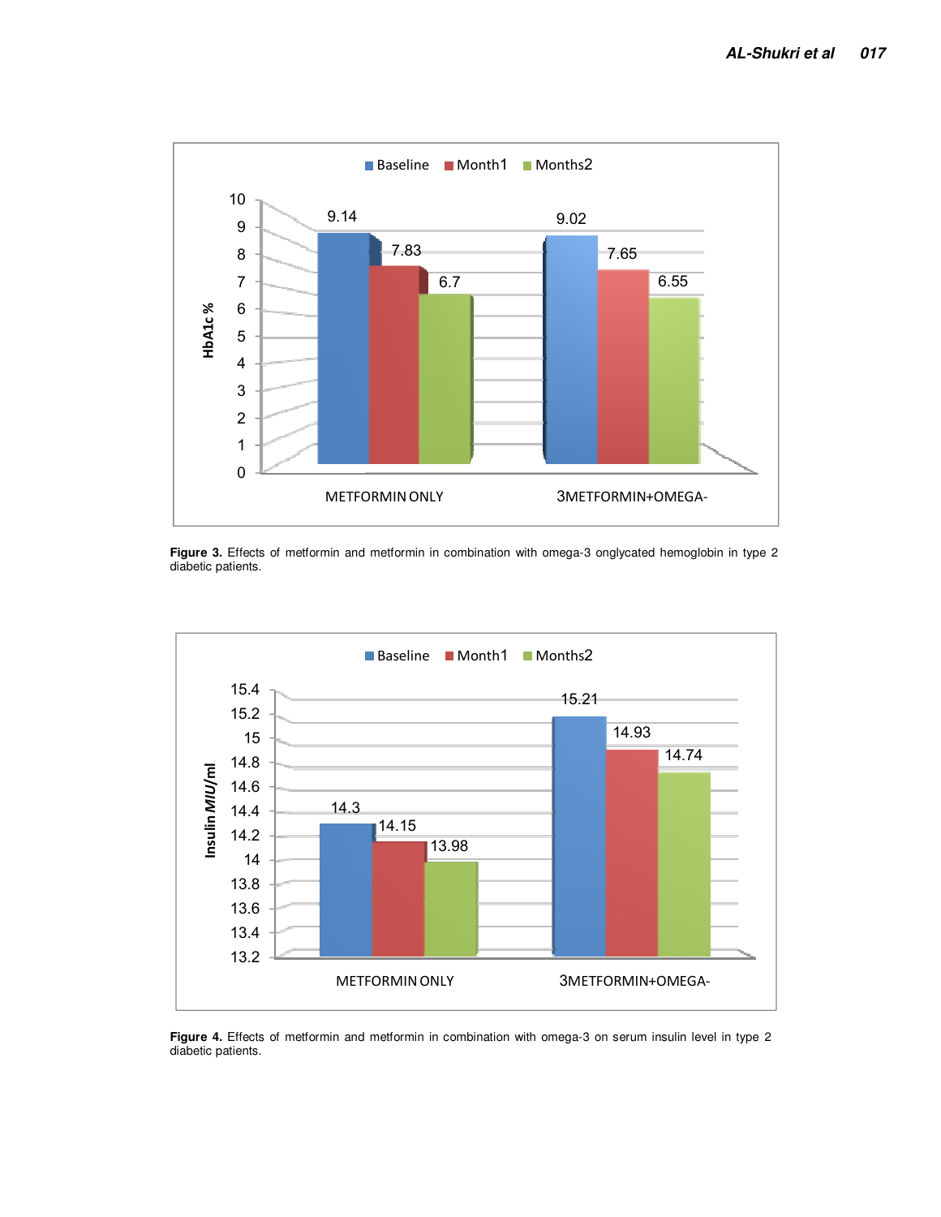Figure 3. Effects of metformin and metformin in combination with omega-3 onglycated hemoglobin in type 2 diabetic patients.

Figure 4. Effects of metformin and metformin in combination with omega-3 on serum insulin level in type 2 diabetic patients.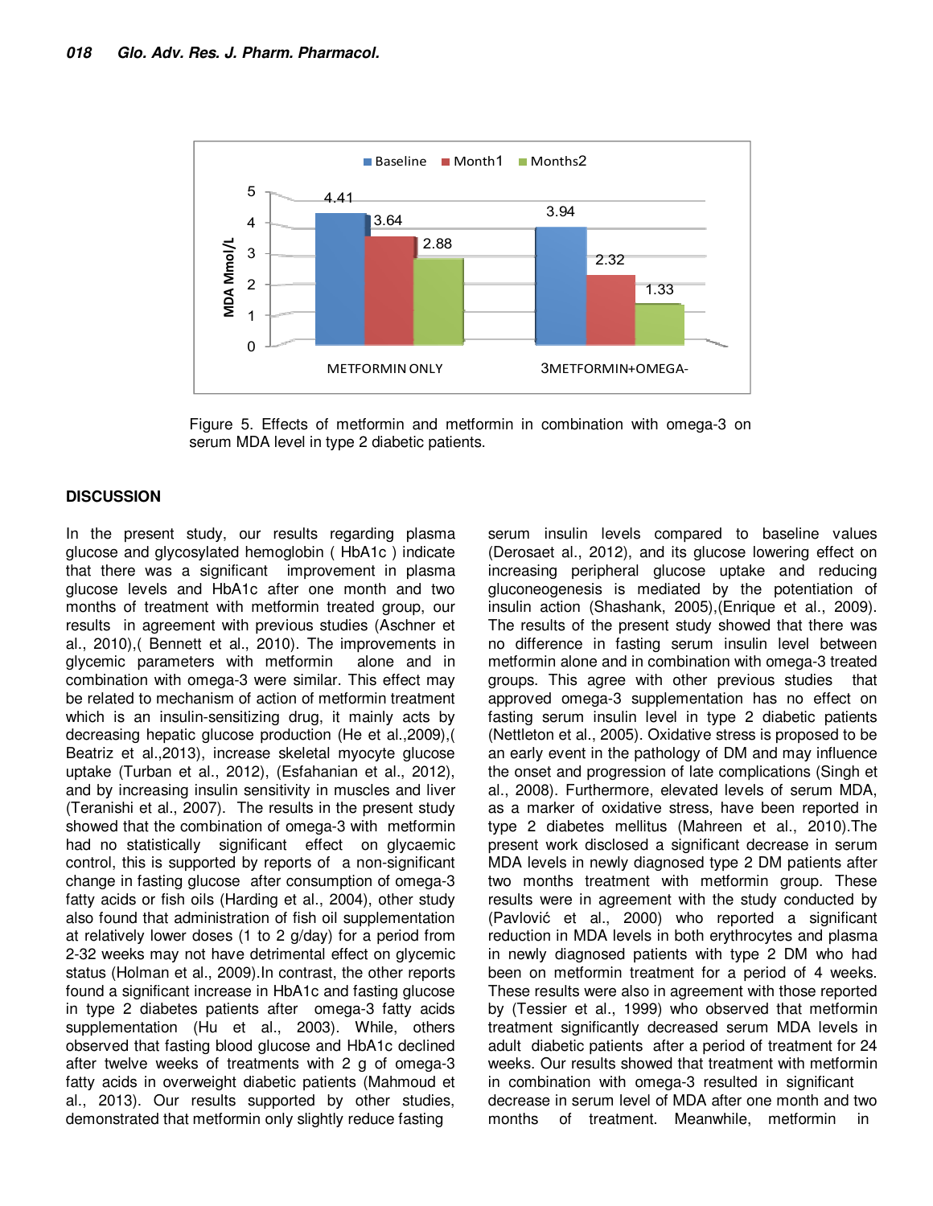Figure 5. Effects of metformin and metformin in combination with omega-3 on serum MDA level in type 2 diabetic patients.

## DISCUSSION

In the present study, our results regarding plasma glucose and glycosylated hemoglobin ( HbA1c ) indicate that there was a significant improvement in plasma glucose levels and HbA1c after one month and two months of treatment with metformin treated group, our results in agreement with previous studies (Aschner et al., 2010),( Bennett et al., 2010). The improvements in glycemic parameters with metformin alone and in combination with omega-3 were similar. This effect may be related to mechanism of action of metformin treatment which is an insulin-sensitizing drug, it mainly acts by decreasing hepatic glucose production (He et al.,2009),( Beatriz et al.,2013), increase skeletal myocyte glucose uptake (Turban et al., 2012), (Esfahanian et al., 2012), and by increasing insulin sensitivity in muscles and liver (Teranishi et al., 2007). The results in the present study showed that the combination of omega-3 with metformin had no statistically significant effect on glycaemic control, this is supported by reports of a non-significant change in fasting glucose after consumption of omega-3 fatty acids or fish oils (Harding et al., 2004), other study also found that administration of fish oil supplementation at relatively lower doses (1 to 2 g/day) for a period from 2-32 weeks may not have detrimental effect on glycemic status (Holman et al., 2009).In contrast, the other reports found a significant increase in HbA1c and fasting glucose in type 2 diabetes patients after omega-3 fatty acids supplementation (Hu et al., 2003). While, others observed that fasting blood glucose and HbA1c declined after twelve weeks of treatments with 2 g of omega-3 fatty acids in overweight diabetic patients (Mahmoud et al., 2013). Our results supported by other studies, demonstrated that metformin only slightly reduce fasting serum insulin levels compared to baseline values (Derosaet al., 2012), and its glucose lowering effect on increasing peripheral glucose uptake and reducing gluconeogenesis is mediated by the potentiation of insulin action (Shashank, 2005),(Enrique et al., 2009). The results of the present study showed that there was no difference in fasting serum insulin level between metformin alone and in combination with omega-3 treated groups. This agree with other previous studies that approved omega-3 supplementation has no effect on fasting serum insulin level in type 2 diabetic patients (Nettleton et al., 2005). Oxidative stress is proposed to be an early event in the pathology of DM and may influence the onset and progression of late complications (Singh et al., 2008). Furthermore, elevated levels of serum MDA, as a marker of oxidative stress, have been reported in type 2 diabetes mellitus (Mahreen et al., 2010).The present work disclosed a significant decrease in serum MDA levels in newly diagnosed type 2 DM patients after two months treatment with metformin group. These results were in agreement with the study conducted by (Pavlović et al., 2000) who reported a significant reduction in MDA levels in both erythrocytes and plasma in newly diagnosed patients with type 2 DM who had been on metformin treatment for a period of 4 weeks. These results were also in agreement with those reported by (Tessier et al., 1999) who observed that metformin treatment significantly decreased serum MDA levels in adult diabetic patients after a period of treatment for 24 weeks. Our results showed that treatment with metformin in combination with omega-3 resulted in significant decrease in serum level of MDA after one month and two months of treatment. Meanwhile, metformin in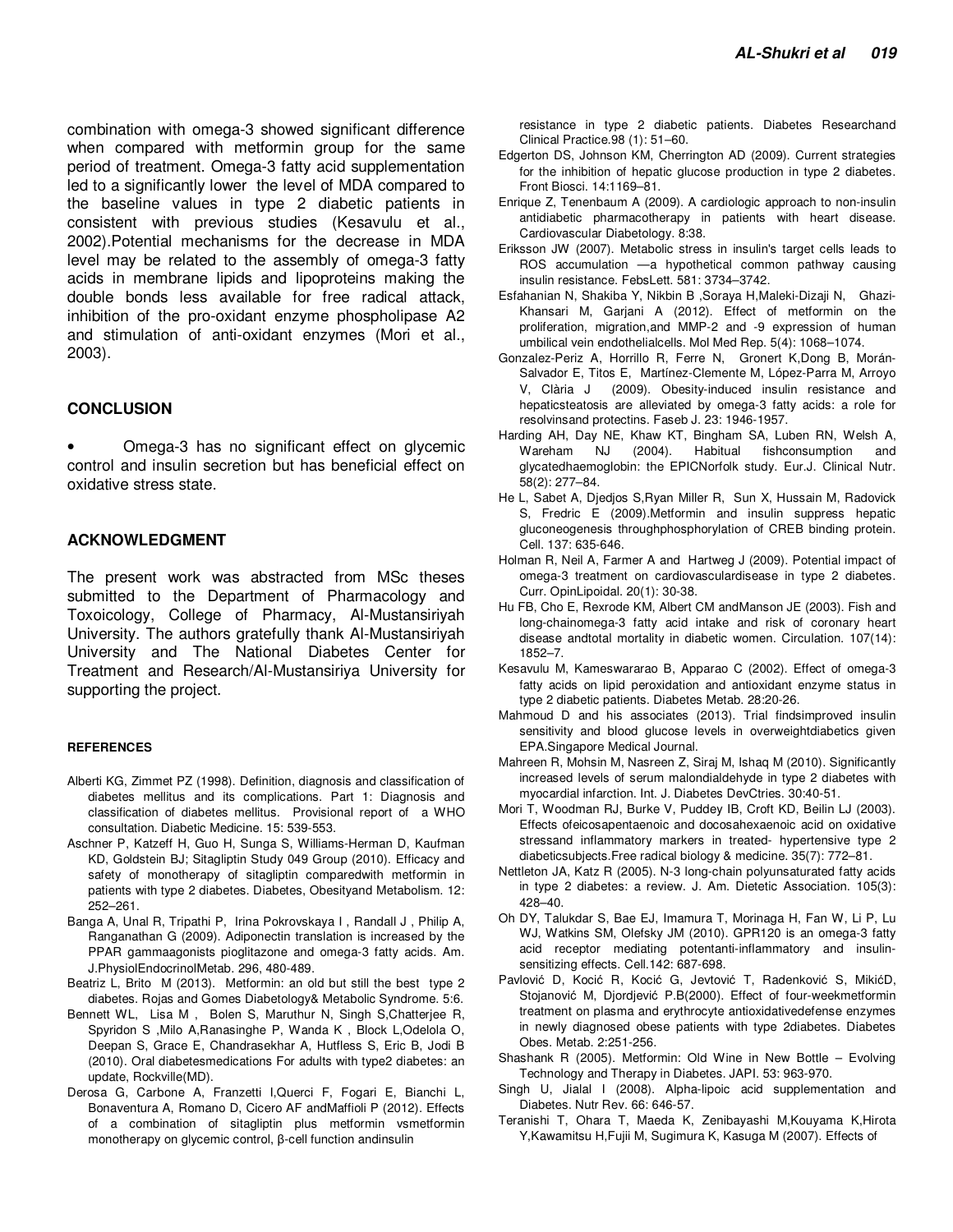combination with omega-3 showed significant difference when compared with metformin group for the same period of treatment. Omega-3 fatty acid supplementation led to a significantly lower the level of MDA compared to the baseline values in type 2 diabetic patients in consistent with previous studies (Kesavulu et al., 2002).Potential mechanisms for the decrease in MDA level may be related to the assembly of omega-3 fatty acids in membrane lipids and lipoproteins making the double bonds less available for free radical attack, inhibition of the pro-oxidant enzyme phospholipase A2 and stimulation of anti-oxidant enzymes (Mori et al., 2003).

## CONCLUSION

- Omega-3 has no significant effect on glycemic control and insulin secretion but has beneficial effect on oxidative stress state.

## ACKNOWLEDGMENT

The present work was abstracted from MSc theses submitted to the Department of Pharmacology and Toxoicology, College of Pharmacy, Al-Mustansiriyah University. The authors gratefully thank Al-Mustansiriyah University and The National Diabetes Center for Treatment and Research/Al-Mustansiriya University for supporting the project.

### REFERENCES

Alberti KG, Zimmet PZ (1998). Definition, diagnosis and classification of diabetes mellitus and its complications. Part 1: Diagnosis and classification of diabetes mellitus. Provisional report of a WHO consultation. Diabetic Medicine. 15: 539-553.

Aschner P, Katzeff H, Guo H, Sunga S, Williams-Herman D, Kaufman KD, Goldstein BJ; Sitagliptin Study 049 Group (2010). Efficacy and safety of monotherapy of sitagliptin comparedwith metformin in patients with type 2 diabetes. Diabetes, Obesityand Metabolism. 12: 252–261.

Banga A, Unal R, Tripathi P, Irina Pokrovskaya I , Randall J , Philip A, Ranganathan G (2009). Adiponectin translation is increased by the PPAR gammaagonists pioglitazone and omega-3 fatty acids. Am. J.PhysiolEndocrinolMetab. 296, 480-489.

Beatriz L, Brito M (2013). Metformin: an old but still the best type 2 diabetes. Rojas and Gomes Diabetology& Metabolic Syndrome. 5:6.

Bennett WL, Lisa M , Bolen S, Maruthur N, Singh S,Chatterjee R, Spyridon S ,Milo A,Ranasinghe P, Wanda K , Block L,Odelola O, Deepan S, Grace E, Chandrasekhar A, Hutfless S, Eric B, Jodi B (2010). Oral diabetesmedications For adults with type2 diabetes: an update, Rockville(MD).

Derosa G, Carbone A, Franzetti I,Querci F, Fogari E, Bianchi L, Bonaventura A, Romano D, Cicero AF andMaffioli P (2012). Effects of a combination of sitagliptin plus metformin vsmetformin monotherapy on glycemic control, β-cell function andinsulin resistance in type 2 diabetic patients. Diabetes Researchand Clinical Practice.98 (1): 51–60.

Edgerton DS, Johnson KM, Cherrington AD (2009). Current strategies for the inhibition of hepatic glucose production in type 2 diabetes. Front Biosci. 14:1169–81.

Enrique Z, Tenenbaum A (2009). A cardiologic approach to non-insulin antidiabetic pharmacotherapy in patients with heart disease. Cardiovascular Diabetology. 8:38.

Eriksson JW (2007). Metabolic stress in insulin's target cells leads to ROS accumulation —a hypothetical common pathway causing insulin resistance. FebsLett. 581: 3734–3742.

Esfahanian N, Shakiba Y, Nikbin B ,Soraya H,Maleki-Dizaji N, Ghazi-Khansari M, Garjani A (2012). Effect of metformin on the proliferation, migration,and MMP-2 and -9 expression of human umbilical vein endothelialcells. Mol Med Rep. 5(4): 1068–1074.

Gonzalez-Periz A, Horrillo R, Ferre N, Gronert K,Dong B, Morán-Salvador E, Titos E, Martínez-Clemente M, López-Parra M, Arroyo V, Clària J (2009). Obesity-induced insulin resistance and hepaticsteatosis are alleviated by omega-3 fatty acids: a role for resolvinsand protectins. Faseb J. 23: 1946-1957.

Harding AH, Day NE, Khaw KT, Bingham SA, Luben RN, Welsh A, Wareham NJ (2004). Habitual fishconsumption and glycatedhaemoglobin: the EPICNorfolk study. Eur.J. Clinical Nutr. 58(2): 277–84.

He L, Sabet A, Djedjos S,Ryan Miller R, Sun X, Hussain M, Radovick S, Fredric E (2009).Metformin and insulin suppress hepatic gluconeogenesis throughphosphorylation of CREB binding protein. Cell. 137: 635-646.

Holman R, Neil A, Farmer A and Hartweg J (2009). Potential impact of omega-3 treatment on cardiovasculardisease in type 2 diabetes. Curr. OpinLipoidal. 20(1): 30-38.

Hu FB, Cho E, Rexrode KM, Albert CM andManson JE (2003). Fish and long-chainomega-3 fatty acid intake and risk of coronary heart disease andtotal mortality in diabetic women. Circulation. 107(14): 1852–7.

Kesavulu M, Kameswararao B, Apparao C (2002). Effect of omega-3 fatty acids on lipid peroxidation and antioxidant enzyme status in type 2 diabetic patients. Diabetes Metab. 28:20-26.

Mahmoud D and his associates (2013). Trial findsimproved insulin sensitivity and blood glucose levels in overweightdiabetics given EPA.Singapore Medical Journal.

Mahreen R, Mohsin M, Nasreen Z, Siraj M, Ishaq M (2010). Significantly increased levels of serum malondialdehyde in type 2 diabetes with myocardial infarction. Int. J. Diabetes DevCtries. 30:40-51.

Mori T, Woodman RJ, Burke V, Puddey IB, Croft KD, Beilin LJ (2003). Effects ofeicosapentaenoic and docosahexaenoic acid on oxidative stressand inflammatory markers in treated- hypertensive type 2 diabeticsubjects.Free radical biology & medicine. 35(7): 772–81.

Nettleton JA, Katz R (2005). N-3 long-chain polyunsaturated fatty acids in type 2 diabetes: a review. J. Am. Dietetic Association. 105(3): 428–40.

Oh DY, Talukdar S, Bae EJ, Imamura T, Morinaga H, Fan W, Li P, Lu WJ, Watkins SM, Olefsky JM (2010). GPR120 is an omega-3 fatty acid receptor mediating potentanti-inflammatory and insulin-sensitizing effects. Cell.142: 687-698.

Pavlović D, Kocić R, Kocić G, Jevtović T, Radenković S, MikićD, Stojanović M, Djordjević P.B(2000). Effect of four-weekmetformin treatment on plasma and erythrocyte antioxidativedefense enzymes in newly diagnosed obese patients with type 2diabetes. Diabetes Obes. Metab. 2:251-256.

Shashank R (2005). Metformin: Old Wine in New Bottle – Evolving Technology and Therapy in Diabetes. JAPI. 53: 963-970.

Singh U, Jialal I (2008). Alpha-lipoic acid supplementation and Diabetes. Nutr Rev. 66: 646-57.

Teranishi T, Ohara T, Maeda K, Zenibayashi M,Kouyama K,Hirota Y,Kawamitsu H,Fujii M, Sugimura K, Kasuga M (2007). Effects of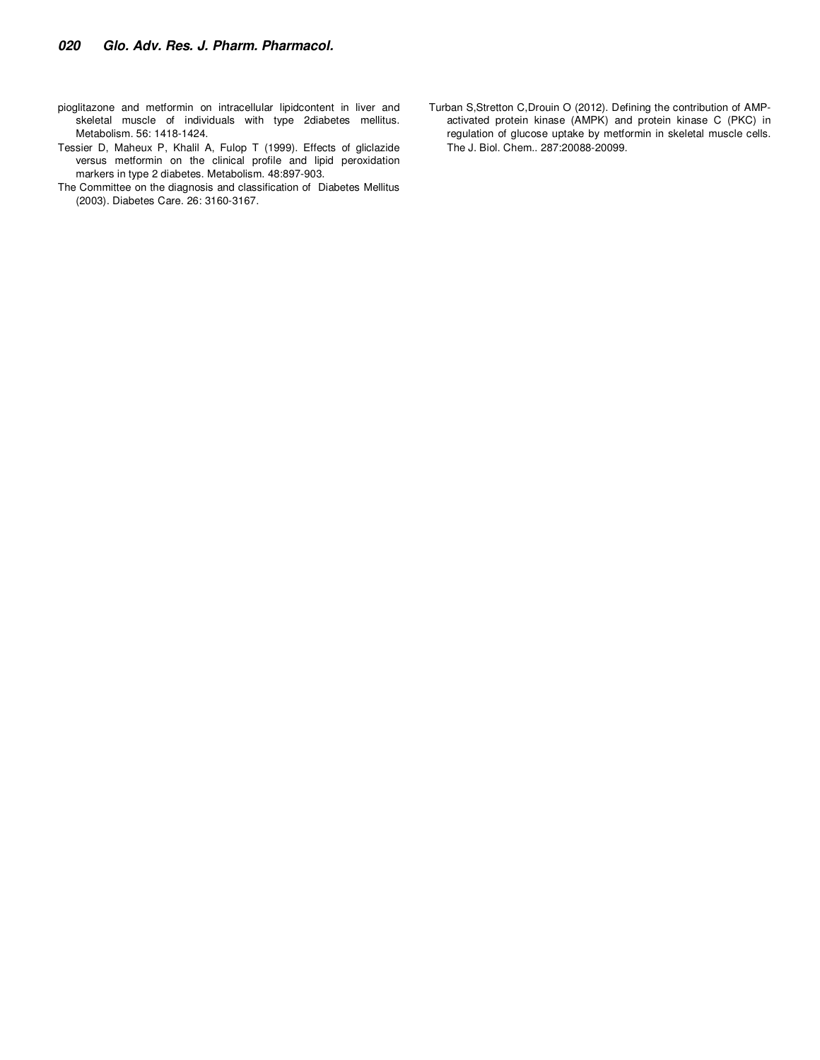pioglitazone and metformin on intracellular lipidcontent in liver and skeletal muscle of individuals with type 2diabetes mellitus. Metabolism. 56: 1418-1424.

Tessier D, Maheux P, Khalil A, Fulop T (1999). Effects of gliclazide versus metformin on the clinical profile and lipid peroxidation markers in type 2 diabetes. Metabolism. 48:897-903.

The Committee on the diagnosis and classification of Diabetes Mellitus (2003). Diabetes Care. 26: 3160-3167.

Turban S,Stretton C,Drouin O (2012). Defining the contribution of AMP-activated protein kinase (AMPK) and protein kinase C (PKC) in regulation of glucose uptake by metformin in skeletal muscle cells. The J. Biol. Chem.. 287:20088-20099.